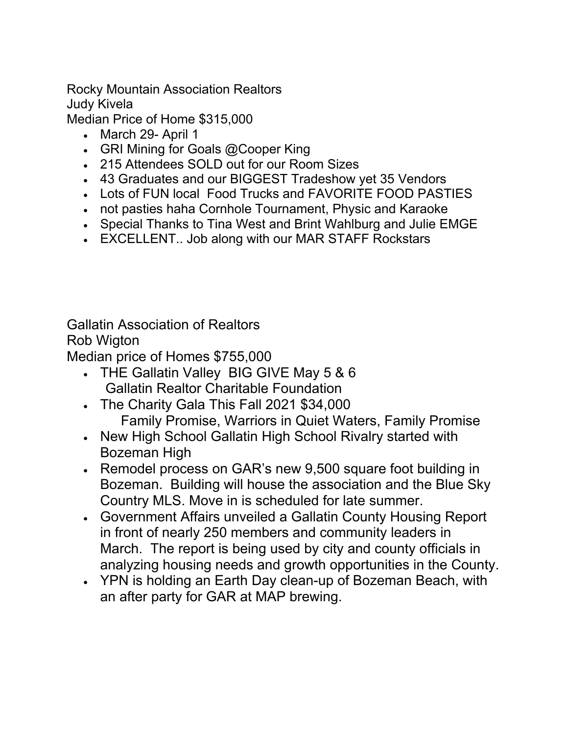Rocky Mountain Association Realtors
Judy Kivela
Median Price of Home $315,000

- March 29- April 1
- GRI Mining for Goals @Cooper King
- 215 Attendees SOLD out for our Room Sizes
- 43 Graduates and our BIGGEST Tradeshow yet 35 Vendors
- Lots of FUN local  Food Trucks and FAVORITE FOOD PASTIES
- not pasties haha Cornhole Tournament, Physic and Karaoke
- Special Thanks to Tina West and Brint Wahlburg and Julie EMGE
- EXCELLENT.. Job along with our MAR STAFF Rockstars

Gallatin Association of Realtors
Rob Wigton
Median price of Homes $755,000

- THE Gallatin Valley  BIG GIVE May 5 & 6
  Gallatin Realtor Charitable Foundation
- The Charity Gala This Fall 2021 $34,000
  Family Promise, Warriors in Quiet Waters, Family Promise
- New High School Gallatin High School Rivalry started with Bozeman High
- Remodel process on GAR's new 9,500 square foot building in Bozeman.  Building will house the association and the Blue Sky Country MLS. Move in is scheduled for late summer.
- Government Affairs unveiled a Gallatin County Housing Report in front of nearly 250 members and community leaders in March.  The report is being used by city and county officials in analyzing housing needs and growth opportunities in the County.
- YPN is holding an Earth Day clean-up of Bozeman Beach, with an after party for GAR at MAP brewing.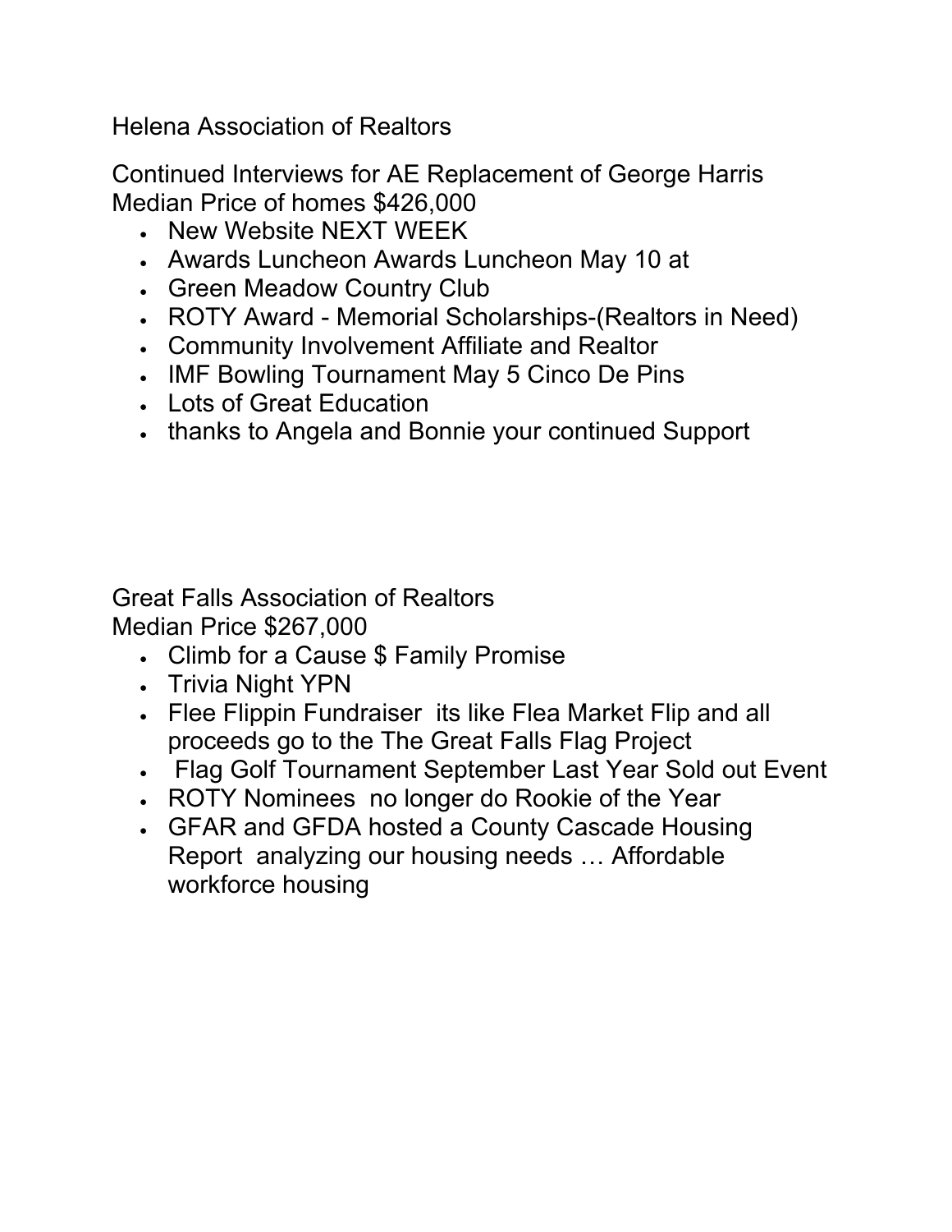Helena Association of Realtors

Continued Interviews for AE Replacement of George Harris
Median Price of homes $426,000

- New Website NEXT WEEK
- Awards Luncheon Awards Luncheon May 10 at
- Green Meadow Country Club
- ROTY Award - Memorial Scholarships-(Realtors in Need)
- Community Involvement Affiliate and Realtor
- IMF Bowling Tournament May 5 Cinco De Pins
- Lots of Great Education
- thanks to Angela and Bonnie your continued Support

Great Falls Association of Realtors
Median Price $267,000

- Climb for a Cause $ Family Promise
- Trivia Night YPN
- Flee Flippin Fundraiser its like Flea Market Flip and all proceeds go to the The Great Falls Flag Project
- Flag Golf Tournament September Last Year Sold out Event
- ROTY Nominees no longer do Rookie of the Year
- GFAR and GFDA hosted a County Cascade Housing Report analyzing our housing needs … Affordable workforce housing